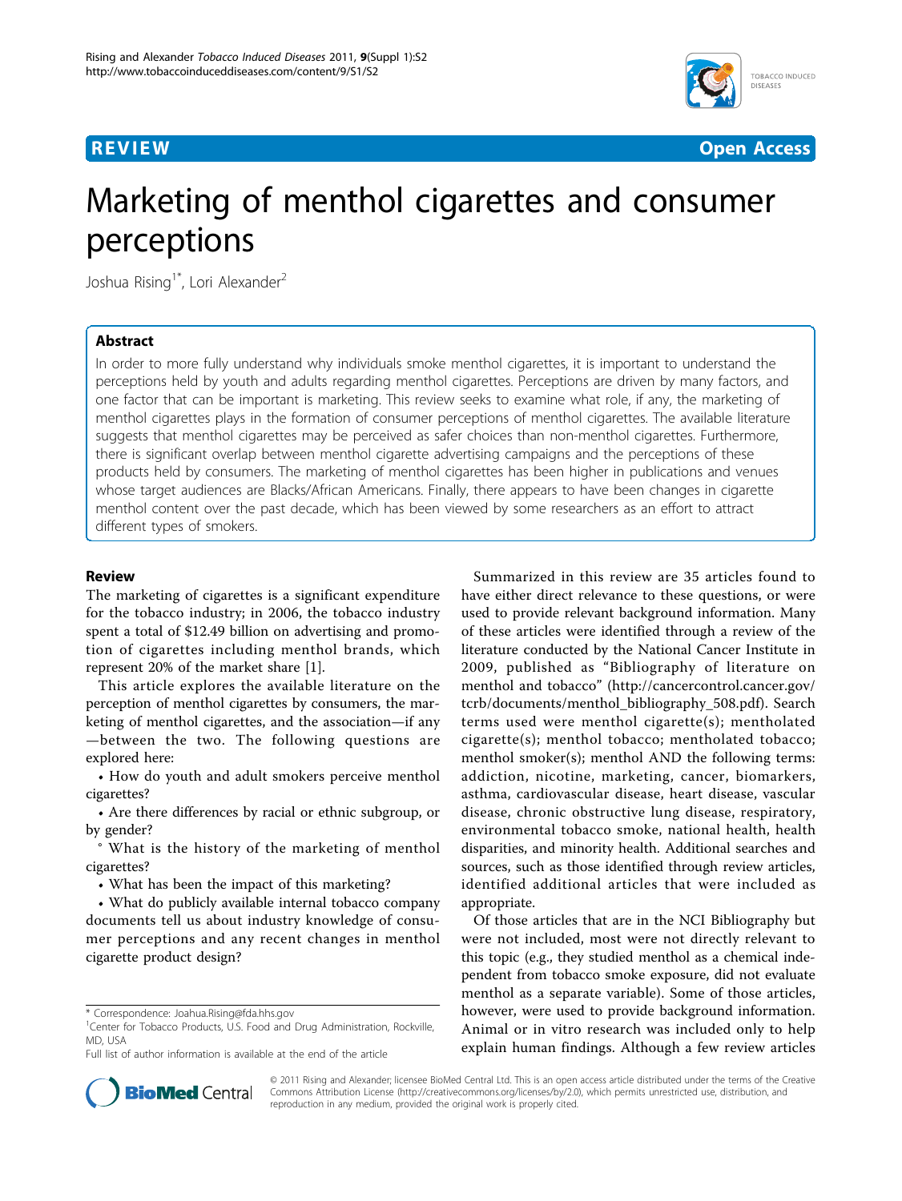REVIEW **Open Access**

# Marketing of menthol cigarettes and consumer perceptions

Joshua Rising[1*], Lori Alexander[2]

## Abstract

In order to more fully understand why individuals smoke menthol cigarettes, it is important to understand the perceptions held by youth and adults regarding menthol cigarettes. Perceptions are driven by many factors, and one factor that can be important is marketing. This review seeks to examine what role, if any, the marketing of menthol cigarettes plays in the formation of consumer perceptions of menthol cigarettes. The available literature suggests that menthol cigarettes may be perceived as safer choices than non-menthol cigarettes. Furthermore, there is significant overlap between menthol cigarette advertising campaigns and the perceptions of these products held by consumers. The marketing of menthol cigarettes has been higher in publications and venues whose target audiences are Blacks/African Americans. Finally, there appears to have been changes in cigarette menthol content over the past decade, which has been viewed by some researchers as an effort to attract different types of smokers.

## Review

The marketing of cigarettes is a significant expenditure for the tobacco industry; in 2006, the tobacco industry spent a total of $12.49 billion on advertising and promotion of cigarettes including menthol brands, which represent 20% of the market share [1].

This article explores the available literature on the perception of menthol cigarettes by consumers, the marketing of menthol cigarettes, and the association—if any—between the two. The following questions are explored here:

- How do youth and adult smokers perceive menthol cigarettes?
- Are there differences by racial or ethnic subgroup, or by gender?
  - What is the history of the marketing of menthol cigarettes?
- What has been the impact of this marketing?
- What do publicly available internal tobacco company documents tell us about industry knowledge of consumer perceptions and any recent changes in menthol cigarette product design?

Summarized in this review are 35 articles found to have either direct relevance to these questions, or were used to provide relevant background information. Many of these articles were identified through a review of the literature conducted by the National Cancer Institute in 2009, published as "Bibliography of literature on menthol and tobacco" (http://cancercontrol.cancer.gov/tcrb/documents/menthol_bibliography_508.pdf). Search terms used were menthol cigarette(s); mentholated cigarette(s); menthol tobacco; mentholated tobacco; menthol smoker(s); menthol AND the following terms: addiction, nicotine, marketing, cancer, biomarkers, asthma, cardiovascular disease, heart disease, vascular disease, chronic obstructive lung disease, respiratory, environmental tobacco smoke, national health, health disparities, and minority health. Additional searches and sources, such as those identified through review articles, identified additional articles that were included as appropriate.

Of those articles that are in the NCI Bibliography but were not included, most were not directly relevant to this topic (e.g., they studied menthol as a chemical independent from tobacco smoke exposure, did not evaluate menthol as a separate variable). Some of those articles, however, were used to provide background information. Animal or in vitro research was included only to help explain human findings. Although a few review articles

\* Correspondence: Joahua.Rising@fda.hhs.gov

[1]Center for Tobacco Products, U.S. Food and Drug Administration, Rockville, MD, USA

Full list of author information is available at the end of the article

© 2011 Rising and Alexander; licensee BioMed Central Ltd. This is an open access article distributed under the terms of the Creative Commons Attribution License (http://creativecommons.org/licenses/by/2.0), which permits unrestricted use, distribution, and reproduction in any medium, provided the original work is properly cited.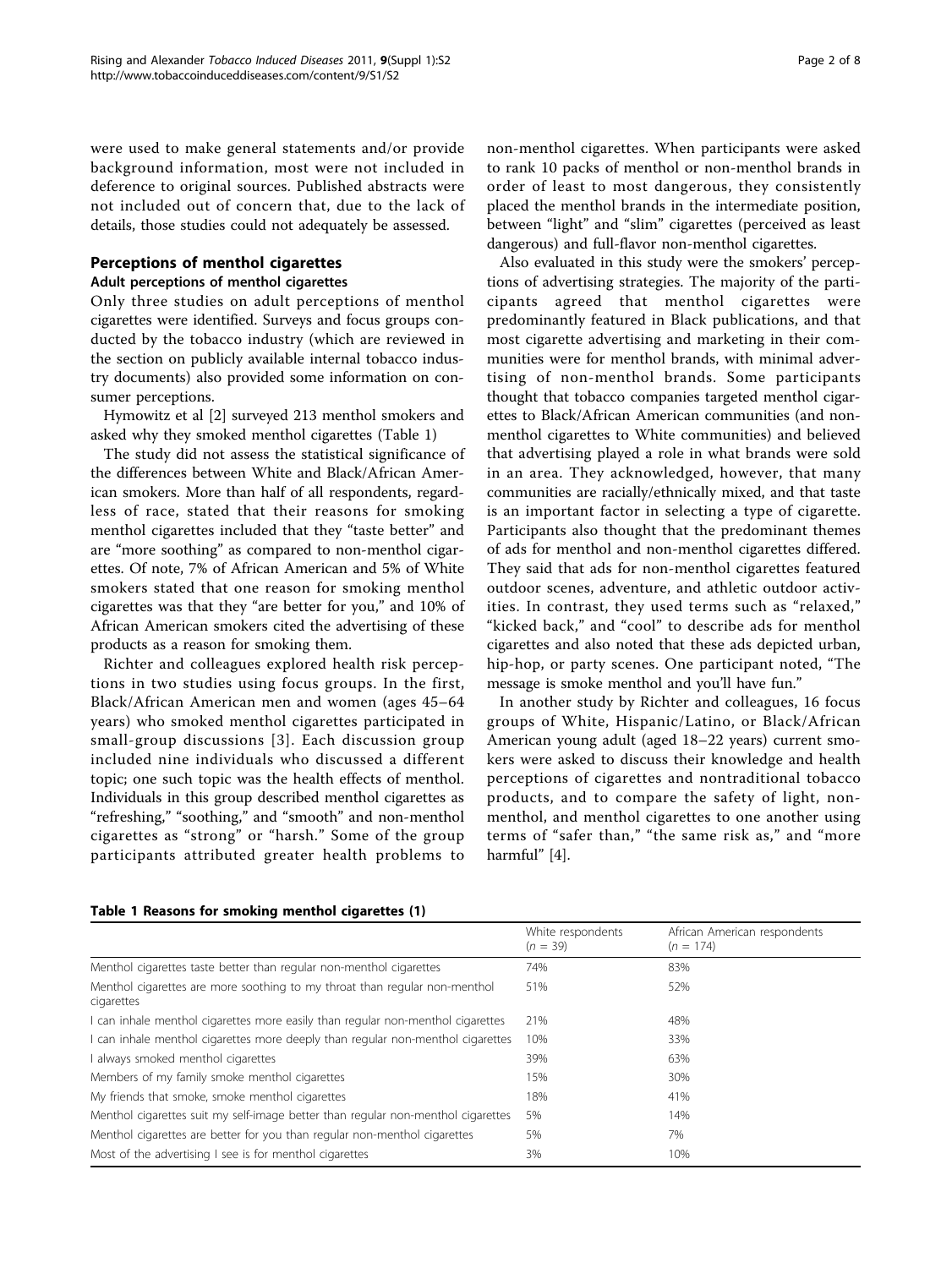were used to make general statements and/or provide background information, most were not included in deference to original sources. Published abstracts were not included out of concern that, due to the lack of details, those studies could not adequately be assessed.

## Perceptions of menthol cigarettes

### Adult perceptions of menthol cigarettes

Only three studies on adult perceptions of menthol cigarettes were identified. Surveys and focus groups conducted by the tobacco industry (which are reviewed in the section on publicly available internal tobacco industry documents) also provided some information on consumer perceptions.

Hymowitz et al [2] surveyed 213 menthol smokers and asked why they smoked menthol cigarettes (Table 1)

The study did not assess the statistical significance of the differences between White and Black/African American smokers. More than half of all respondents, regardless of race, stated that their reasons for smoking menthol cigarettes included that they "taste better" and are "more soothing" as compared to non-menthol cigarettes. Of note, 7% of African American and 5% of White smokers stated that one reason for smoking menthol cigarettes was that they "are better for you," and 10% of African American smokers cited the advertising of these products as a reason for smoking them.

Richter and colleagues explored health risk perceptions in two studies using focus groups. In the first, Black/African American men and women (ages 45–64 years) who smoked menthol cigarettes participated in small-group discussions [3]. Each discussion group included nine individuals who discussed a different topic; one such topic was the health effects of menthol. Individuals in this group described menthol cigarettes as "refreshing," "soothing," and "smooth" and non-menthol cigarettes as "strong" or "harsh." Some of the group participants attributed greater health problems to non-menthol cigarettes. When participants were asked to rank 10 packs of menthol or non-menthol brands in order of least to most dangerous, they consistently placed the menthol brands in the intermediate position, between "light" and "slim" cigarettes (perceived as least dangerous) and full-flavor non-menthol cigarettes.

Also evaluated in this study were the smokers' perceptions of advertising strategies. The majority of the participants agreed that menthol cigarettes were predominantly featured in Black publications, and that most cigarette advertising and marketing in their communities were for menthol brands, with minimal advertising of non-menthol brands. Some participants thought that tobacco companies targeted menthol cigarettes to Black/African American communities (and non-menthol cigarettes to White communities) and believed that advertising played a role in what brands were sold in an area. They acknowledged, however, that many communities are racially/ethnically mixed, and that taste is an important factor in selecting a type of cigarette. Participants also thought that the predominant themes of ads for menthol and non-menthol cigarettes differed. They said that ads for non-menthol cigarettes featured outdoor scenes, adventure, and athletic outdoor activities. In contrast, they used terms such as "relaxed," "kicked back," and "cool" to describe ads for menthol cigarettes and also noted that these ads depicted urban, hip-hop, or party scenes. One participant noted, "The message is smoke menthol and you'll have fun."

In another study by Richter and colleagues, 16 focus groups of White, Hispanic/Latino, or Black/African American young adult (aged 18–22 years) current smokers were asked to discuss their knowledge and health perceptions of cigarettes and nontraditional tobacco products, and to compare the safety of light, non-menthol, and menthol cigarettes to one another using terms of "safer than," "the same risk as," and "more harmful" [4].

**Table 1 Reasons for smoking menthol cigarettes (1)**

| | White respondents ($n$ = 39) | African American respondents ($n$ = 174) |
|---|---|---|
| Menthol cigarettes taste better than regular non-menthol cigarettes | 74% | 83% |
| Menthol cigarettes are more soothing to my throat than regular non-menthol cigarettes | 51% | 52% |
| I can inhale menthol cigarettes more easily than regular non-menthol cigarettes | 21% | 48% |
| I can inhale menthol cigarettes more deeply than regular non-menthol cigarettes | 10% | 33% |
| I always smoked menthol cigarettes | 39% | 63% |
| Members of my family smoke menthol cigarettes | 15% | 30% |
| My friends that smoke, smoke menthol cigarettes | 18% | 41% |
| Menthol cigarettes suit my self-image better than regular non-menthol cigarettes | 5% | 14% |
| Menthol cigarettes are better for you than regular non-menthol cigarettes | 5% | 7% |
| Most of the advertising I see is for menthol cigarettes | 3% | 10% |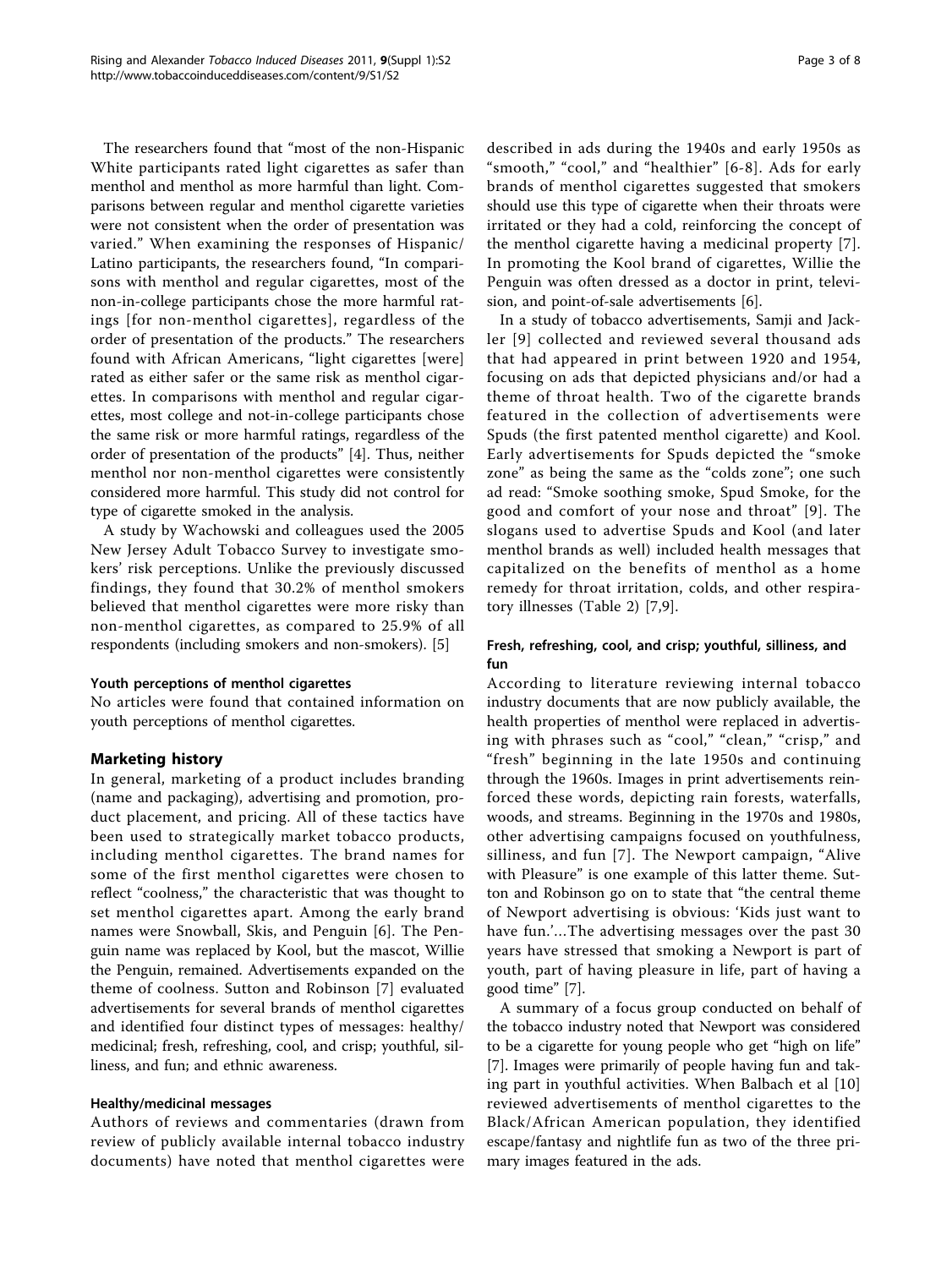The researchers found that "most of the non-Hispanic White participants rated light cigarettes as safer than menthol and menthol as more harmful than light. Comparisons between regular and menthol cigarette varieties were not consistent when the order of presentation was varied." When examining the responses of Hispanic/Latino participants, the researchers found, "In comparisons with menthol and regular cigarettes, most of the non-in-college participants chose the more harmful ratings [for non-menthol cigarettes], regardless of the order of presentation of the products." The researchers found with African Americans, "light cigarettes [were] rated as either safer or the same risk as menthol cigarettes. In comparisons with menthol and regular cigarettes, most college and not-in-college participants chose the same risk or more harmful ratings, regardless of the order of presentation of the products" [4]. Thus, neither menthol nor non-menthol cigarettes were consistently considered more harmful. This study did not control for type of cigarette smoked in the analysis.

A study by Wachowski and colleagues used the 2005 New Jersey Adult Tobacco Survey to investigate smokers' risk perceptions. Unlike the previously discussed findings, they found that 30.2% of menthol smokers believed that menthol cigarettes were more risky than non-menthol cigarettes, as compared to 25.9% of all respondents (including smokers and non-smokers). [5]

### Youth perceptions of menthol cigarettes

No articles were found that contained information on youth perceptions of menthol cigarettes.

## Marketing history

In general, marketing of a product includes branding (name and packaging), advertising and promotion, product placement, and pricing. All of these tactics have been used to strategically market tobacco products, including menthol cigarettes. The brand names for some of the first menthol cigarettes were chosen to reflect "coolness," the characteristic that was thought to set menthol cigarettes apart. Among the early brand names were Snowball, Skis, and Penguin [6]. The Penguin name was replaced by Kool, but the mascot, Willie the Penguin, remained. Advertisements expanded on the theme of coolness. Sutton and Robinson [7] evaluated advertisements for several brands of menthol cigarettes and identified four distinct types of messages: healthy/medicinal; fresh, refreshing, cool, and crisp; youthful, silliness, and fun; and ethnic awareness.

### Healthy/medicinal messages

Authors of reviews and commentaries (drawn from review of publicly available internal tobacco industry documents) have noted that menthol cigarettes were described in ads during the 1940s and early 1950s as "smooth," "cool," and "healthier" [6-8]. Ads for early brands of menthol cigarettes suggested that smokers should use this type of cigarette when their throats were irritated or they had a cold, reinforcing the concept of the menthol cigarette having a medicinal property [7]. In promoting the Kool brand of cigarettes, Willie the Penguin was often dressed as a doctor in print, television, and point-of-sale advertisements [6].

In a study of tobacco advertisements, Samji and Jackler [9] collected and reviewed several thousand ads that had appeared in print between 1920 and 1954, focusing on ads that depicted physicians and/or had a theme of throat health. Two of the cigarette brands featured in the collection of advertisements were Spuds (the first patented menthol cigarette) and Kool. Early advertisements for Spuds depicted the "smoke zone" as being the same as the "colds zone"; one such ad read: "Smoke soothing smoke, Spud Smoke, for the good and comfort of your nose and throat" [9]. The slogans used to advertise Spuds and Kool (and later menthol brands as well) included health messages that capitalized on the benefits of menthol as a home remedy for throat irritation, colds, and other respiratory illnesses (Table 2) [7,9].

### Fresh, refreshing, cool, and crisp; youthful, silliness, and fun

According to literature reviewing internal tobacco industry documents that are now publicly available, the health properties of menthol were replaced in advertising with phrases such as "cool," "clean," "crisp," and "fresh" beginning in the late 1950s and continuing through the 1960s. Images in print advertisements reinforced these words, depicting rain forests, waterfalls, woods, and streams. Beginning in the 1970s and 1980s, other advertising campaigns focused on youthfulness, silliness, and fun [7]. The Newport campaign, "Alive with Pleasure" is one example of this latter theme. Sutton and Robinson go on to state that "the central theme of Newport advertising is obvious: 'Kids just want to have fun.'...The advertising messages over the past 30 years have stressed that smoking a Newport is part of youth, part of having pleasure in life, part of having a good time" [7].

A summary of a focus group conducted on behalf of the tobacco industry noted that Newport was considered to be a cigarette for young people who get "high on life" [7]. Images were primarily of people having fun and taking part in youthful activities. When Balbach et al [10] reviewed advertisements of menthol cigarettes to the Black/African American population, they identified escape/fantasy and nightlife fun as two of the three primary images featured in the ads.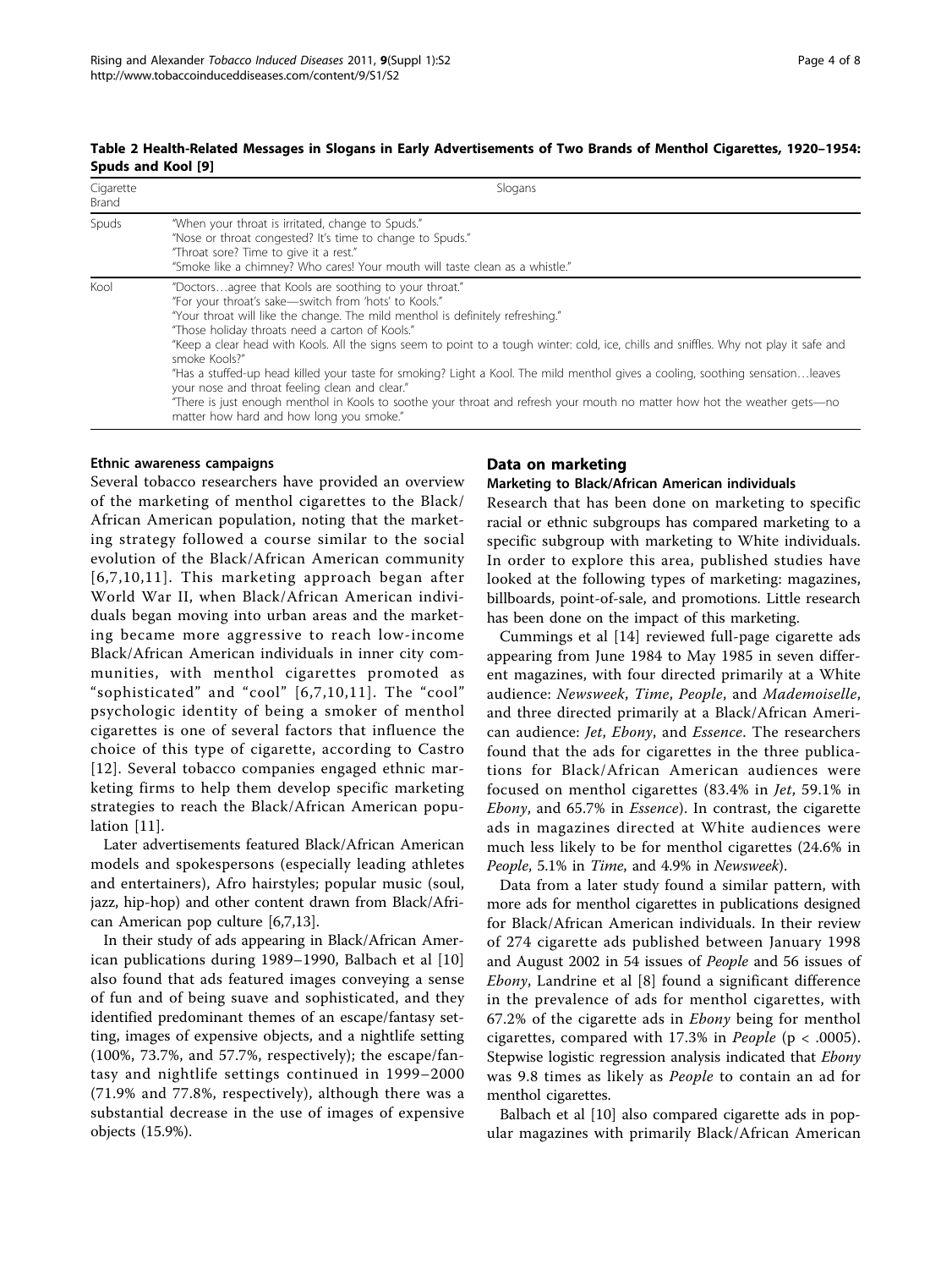**Table 2 Health-Related Messages in Slogans in Early Advertisements of Two Brands of Menthol Cigarettes, 1920–1954: Spuds and Kool [9]**

| Cigarette Brand | Slogans |
|---|---|
| Spuds | "When your throat is irritated, change to Spuds." "Nose or throat congested? It's time to change to Spuds." "Throat sore? Time to give it a rest." "Smoke like a chimney? Who cares! Your mouth will taste clean as a whistle." |
| Kool | "Doctors…agree that Kools are soothing to your throat." "For your throat's sake—switch from 'hots' to Kools." "Your throat will like the change. The mild menthol is definitely refreshing." "Those holiday throats need a carton of Kools." "Keep a clear head with Kools. All the signs seem to point to a tough winter: cold, ice, chills and sniffles. Why not play it safe and smoke Kools?" "Has a stuffed-up head killed your taste for smoking? Light a Kool. The mild menthol gives a cooling, soothing sensation…leaves your nose and throat feeling clean and clear." "There is just enough menthol in Kools to soothe your throat and refresh your mouth no matter how hot the weather gets—no matter how hard and how long you smoke." |

#### Ethnic awareness campaigns

Several tobacco researchers have provided an overview of the marketing of menthol cigarettes to the Black/African American population, noting that the marketing strategy followed a course similar to the social evolution of the Black/African American community [6,7,10,11]. This marketing approach began after World War II, when Black/African American individuals began moving into urban areas and the marketing became more aggressive to reach low-income Black/African American individuals in inner city communities, with menthol cigarettes promoted as "sophisticated" and "cool" [6,7,10,11]. The "cool" psychologic identity of being a smoker of menthol cigarettes is one of several factors that influence the choice of this type of cigarette, according to Castro [12]. Several tobacco companies engaged ethnic marketing firms to help them develop specific marketing strategies to reach the Black/African American population [11].

Later advertisements featured Black/African American models and spokespersons (especially leading athletes and entertainers), Afro hairstyles; popular music (soul, jazz, hip-hop) and other content drawn from Black/African American pop culture [6,7,13].

In their study of ads appearing in Black/African American publications during 1989–1990, Balbach et al [10] also found that ads featured images conveying a sense of fun and of being suave and sophisticated, and they identified predominant themes of an escape/fantasy setting, images of expensive objects, and a nightlife setting (100%, 73.7%, and 57.7%, respectively); the escape/fantasy and nightlife settings continued in 1999–2000 (71.9% and 77.8%, respectively), although there was a substantial decrease in the use of images of expensive objects (15.9%).

## Data on marketing

#### Marketing to Black/African American individuals

Research that has been done on marketing to specific racial or ethnic subgroups has compared marketing to a specific subgroup with marketing to White individuals. In order to explore this area, published studies have looked at the following types of marketing: magazines, billboards, point-of-sale, and promotions. Little research has been done on the impact of this marketing.

Cummings et al [14] reviewed full-page cigarette ads appearing from June 1984 to May 1985 in seven different magazines, with four directed primarily at a White audience: *Newsweek*, *Time*, *People*, and *Mademoiselle*, and three directed primarily at a Black/African American audience: *Jet*, *Ebony*, and *Essence*. The researchers found that the ads for cigarettes in the three publications for Black/African American audiences were focused on menthol cigarettes (83.4% in *Jet*, 59.1% in *Ebony*, and 65.7% in *Essence*). In contrast, the cigarette ads in magazines directed at White audiences were much less likely to be for menthol cigarettes (24.6% in *People*, 5.1% in *Time*, and 4.9% in *Newsweek*).

Data from a later study found a similar pattern, with more ads for menthol cigarettes in publications designed for Black/African American individuals. In their review of 274 cigarette ads published between January 1998 and August 2002 in 54 issues of *People* and 56 issues of *Ebony*, Landrine et al [8] found a significant difference in the prevalence of ads for menthol cigarettes, with 67.2% of the cigarette ads in *Ebony* being for menthol cigarettes, compared with 17.3% in *People* ($p < .0005$). Stepwise logistic regression analysis indicated that *Ebony* was 9.8 times as likely as *People* to contain an ad for menthol cigarettes.

Balbach et al [10] also compared cigarette ads in popular magazines with primarily Black/African American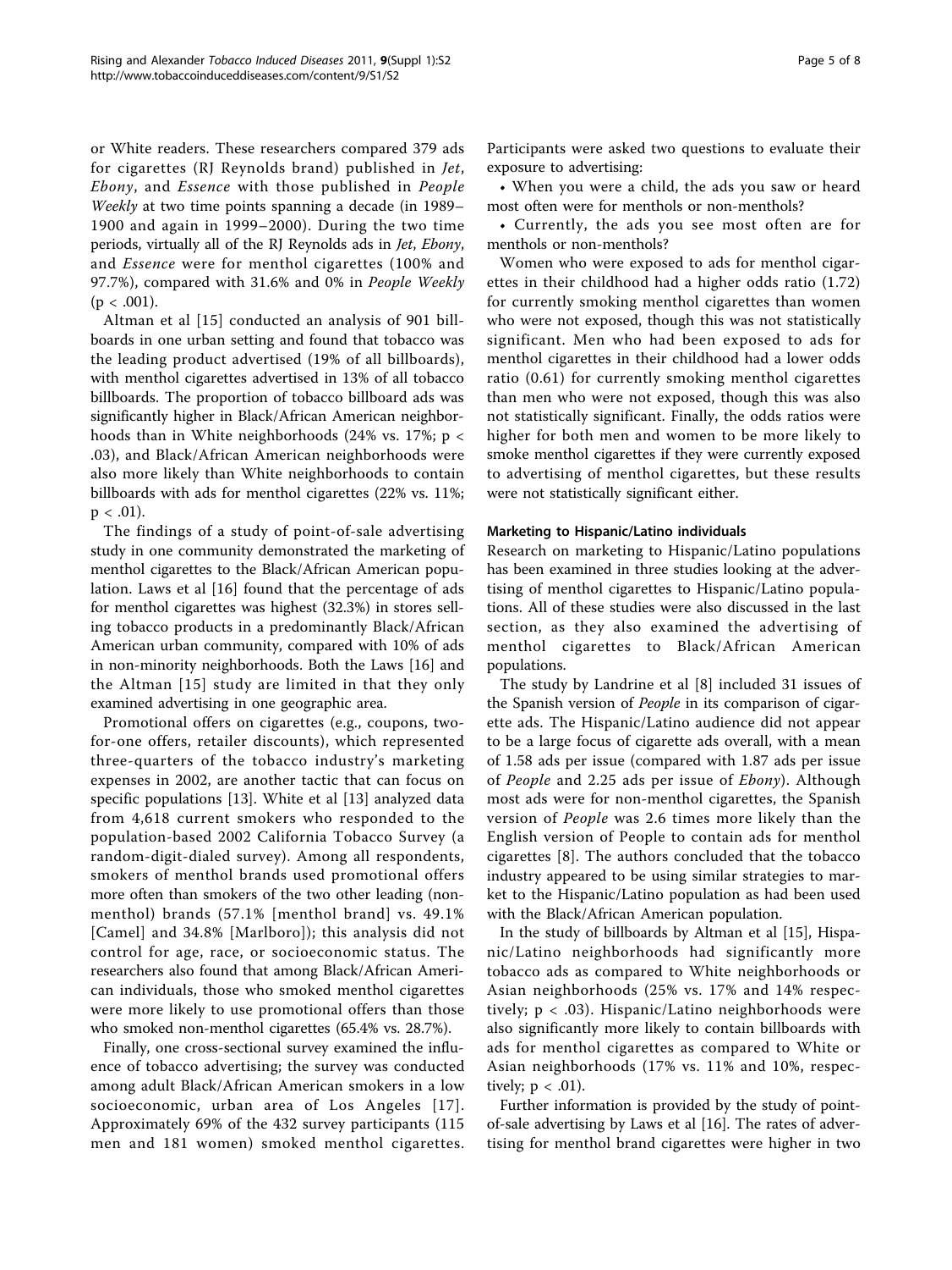or White readers. These researchers compared 379 ads for cigarettes (RJ Reynolds brand) published in *Jet*, *Ebony*, and *Essence* with those published in *People Weekly* at two time points spanning a decade (in 1989–1900 and again in 1999–2000). During the two time periods, virtually all of the RJ Reynolds ads in *Jet*, *Ebony*, and *Essence* were for menthol cigarettes (100% and 97.7%), compared with 31.6% and 0% in *People Weekly* ($p < .001$).

Altman et al [15] conducted an analysis of 901 billboards in one urban setting and found that tobacco was the leading product advertised (19% of all billboards), with menthol cigarettes advertised in 13% of all tobacco billboards. The proportion of tobacco billboard ads was significantly higher in Black/African American neighborhoods than in White neighborhoods (24% vs. 17%; $p < .03$), and Black/African American neighborhoods were also more likely than White neighborhoods to contain billboards with ads for menthol cigarettes (22% vs. 11%; $p < .01$).

The findings of a study of point-of-sale advertising study in one community demonstrated the marketing of menthol cigarettes to the Black/African American population. Laws et al [16] found that the percentage of ads for menthol cigarettes was highest (32.3%) in stores selling tobacco products in a predominantly Black/African American urban community, compared with 10% of ads in non-minority neighborhoods. Both the Laws [16] and the Altman [15] study are limited in that they only examined advertising in one geographic area.

Promotional offers on cigarettes (e.g., coupons, two-for-one offers, retailer discounts), which represented three-quarters of the tobacco industry's marketing expenses in 2002, are another tactic that can focus on specific populations [13]. White et al [13] analyzed data from 4,618 current smokers who responded to the population-based 2002 California Tobacco Survey (a random-digit-dialed survey). Among all respondents, smokers of menthol brands used promotional offers more often than smokers of the two other leading (non-menthol) brands (57.1% [menthol brand] vs. 49.1% [Camel] and 34.8% [Marlboro]); this analysis did not control for age, race, or socioeconomic status. The researchers also found that among Black/African American individuals, those who smoked menthol cigarettes were more likely to use promotional offers than those who smoked non-menthol cigarettes (65.4% vs. 28.7%).

Finally, one cross-sectional survey examined the influence of tobacco advertising; the survey was conducted among adult Black/African American smokers in a low socioeconomic, urban area of Los Angeles [17]. Approximately 69% of the 432 survey participants (115 men and 181 women) smoked menthol cigarettes. Participants were asked two questions to evaluate their exposure to advertising:

- When you were a child, the ads you saw or heard most often were for menthols or non-menthols?
- Currently, the ads you see most often are for menthols or non-menthols?

Women who were exposed to ads for menthol cigarettes in their childhood had a higher odds ratio (1.72) for currently smoking menthol cigarettes than women who were not exposed, though this was not statistically significant. Men who had been exposed to ads for menthol cigarettes in their childhood had a lower odds ratio (0.61) for currently smoking menthol cigarettes than men who were not exposed, though this was also not statistically significant. Finally, the odds ratios were higher for both men and women to be more likely to smoke menthol cigarettes if they were currently exposed to advertising of menthol cigarettes, but these results were not statistically significant either.

#### Marketing to Hispanic/Latino individuals

Research on marketing to Hispanic/Latino populations has been examined in three studies looking at the advertising of menthol cigarettes to Hispanic/Latino populations. All of these studies were also discussed in the last section, as they also examined the advertising of menthol cigarettes to Black/African American populations.

The study by Landrine et al [8] included 31 issues of the Spanish version of *People* in its comparison of cigarette ads. The Hispanic/Latino audience did not appear to be a large focus of cigarette ads overall, with a mean of 1.58 ads per issue (compared with 1.87 ads per issue of *People* and 2.25 ads per issue of *Ebony*). Although most ads were for non-menthol cigarettes, the Spanish version of *People* was 2.6 times more likely than the English version of People to contain ads for menthol cigarettes [8]. The authors concluded that the tobacco industry appeared to be using similar strategies to market to the Hispanic/Latino population as had been used with the Black/African American population.

In the study of billboards by Altman et al [15], Hispanic/Latino neighborhoods had significantly more tobacco ads as compared to White neighborhoods or Asian neighborhoods (25% vs. 17% and 14% respectively; $p < .03$). Hispanic/Latino neighborhoods were also significantly more likely to contain billboards with ads for menthol cigarettes as compared to White or Asian neighborhoods (17% vs. 11% and 10%, respectively; $p < .01$).

Further information is provided by the study of point-of-sale advertising by Laws et al [16]. The rates of advertising for menthol brand cigarettes were higher in two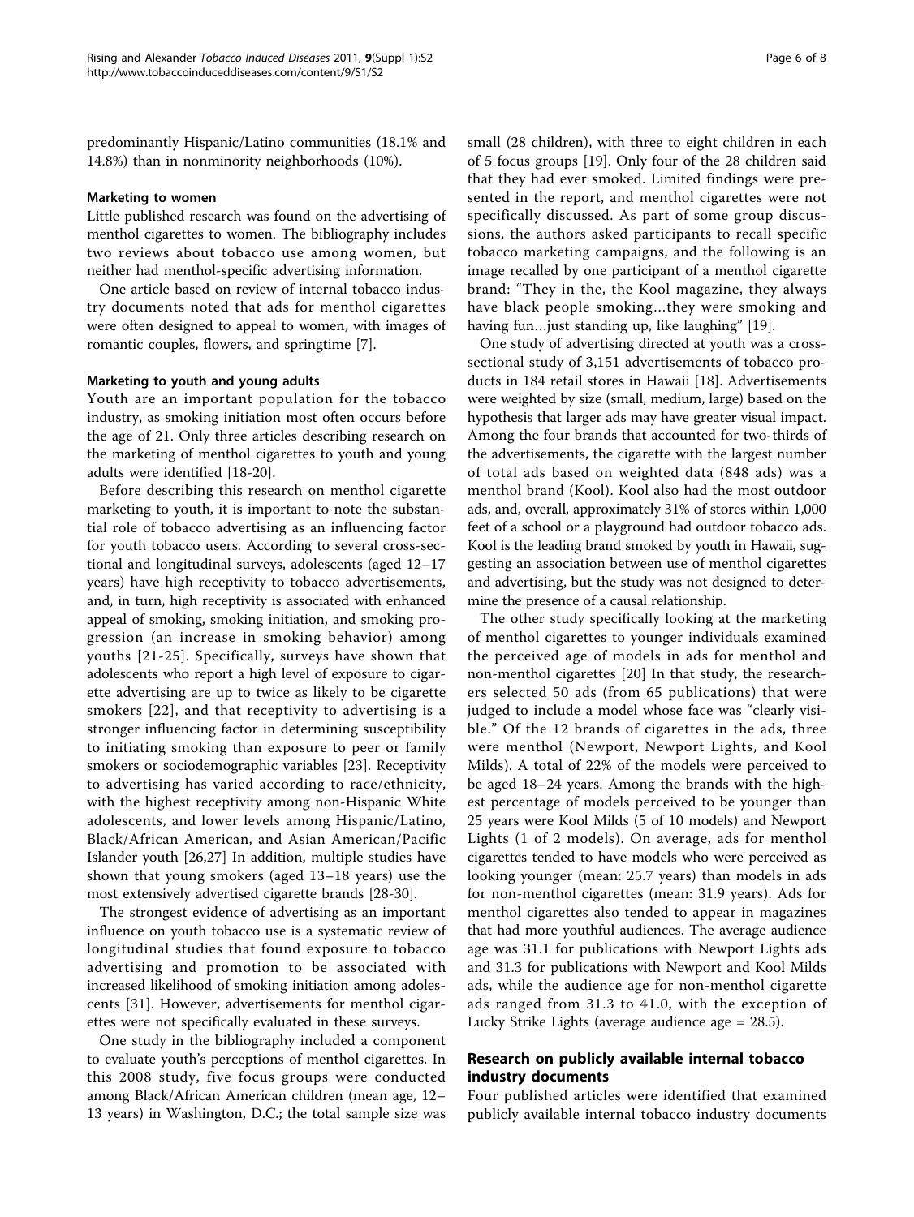predominantly Hispanic/Latino communities (18.1% and 14.8%) than in nonminority neighborhoods (10%).

#### Marketing to women

Little published research was found on the advertising of menthol cigarettes to women. The bibliography includes two reviews about tobacco use among women, but neither had menthol-specific advertising information.

One article based on review of internal tobacco industry documents noted that ads for menthol cigarettes were often designed to appeal to women, with images of romantic couples, flowers, and springtime [7].

#### Marketing to youth and young adults

Youth are an important population for the tobacco industry, as smoking initiation most often occurs before the age of 21. Only three articles describing research on the marketing of menthol cigarettes to youth and young adults were identified [18-20].

Before describing this research on menthol cigarette marketing to youth, it is important to note the substantial role of tobacco advertising as an influencing factor for youth tobacco users. According to several cross-sectional and longitudinal surveys, adolescents (aged 12–17 years) have high receptivity to tobacco advertisements, and, in turn, high receptivity is associated with enhanced appeal of smoking, smoking initiation, and smoking progression (an increase in smoking behavior) among youths [21-25]. Specifically, surveys have shown that adolescents who report a high level of exposure to cigarette advertising are up to twice as likely to be cigarette smokers [22], and that receptivity to advertising is a stronger influencing factor in determining susceptibility to initiating smoking than exposure to peer or family smokers or sociodemographic variables [23]. Receptivity to advertising has varied according to race/ethnicity, with the highest receptivity among non-Hispanic White adolescents, and lower levels among Hispanic/Latino, Black/African American, and Asian American/Pacific Islander youth [26,27] In addition, multiple studies have shown that young smokers (aged 13–18 years) use the most extensively advertised cigarette brands [28-30].

The strongest evidence of advertising as an important influence on youth tobacco use is a systematic review of longitudinal studies that found exposure to tobacco advertising and promotion to be associated with increased likelihood of smoking initiation among adolescents [31]. However, advertisements for menthol cigarettes were not specifically evaluated in these surveys.

One study in the bibliography included a component to evaluate youth's perceptions of menthol cigarettes. In this 2008 study, five focus groups were conducted among Black/African American children (mean age, 12–13 years) in Washington, D.C.; the total sample size was small (28 children), with three to eight children in each of 5 focus groups [19]. Only four of the 28 children said that they had ever smoked. Limited findings were presented in the report, and menthol cigarettes were not specifically discussed. As part of some group discussions, the authors asked participants to recall specific tobacco marketing campaigns, and the following is an image recalled by one participant of a menthol cigarette brand: "They in the, the Kool magazine, they always have black people smoking...they were smoking and having fun...just standing up, like laughing" [19].

One study of advertising directed at youth was a cross-sectional study of 3,151 advertisements of tobacco products in 184 retail stores in Hawaii [18]. Advertisements were weighted by size (small, medium, large) based on the hypothesis that larger ads may have greater visual impact. Among the four brands that accounted for two-thirds of the advertisements, the cigarette with the largest number of total ads based on weighted data (848 ads) was a menthol brand (Kool). Kool also had the most outdoor ads, and, overall, approximately 31% of stores within 1,000 feet of a school or a playground had outdoor tobacco ads. Kool is the leading brand smoked by youth in Hawaii, suggesting an association between use of menthol cigarettes and advertising, but the study was not designed to determine the presence of a causal relationship.

The other study specifically looking at the marketing of menthol cigarettes to younger individuals examined the perceived age of models in ads for menthol and non-menthol cigarettes [20] In that study, the researchers selected 50 ads (from 65 publications) that were judged to include a model whose face was "clearly visible." Of the 12 brands of cigarettes in the ads, three were menthol (Newport, Newport Lights, and Kool Milds). A total of 22% of the models were perceived to be aged 18–24 years. Among the brands with the highest percentage of models perceived to be younger than 25 years were Kool Milds (5 of 10 models) and Newport Lights (1 of 2 models). On average, ads for menthol cigarettes tended to have models who were perceived as looking younger (mean: 25.7 years) than models in ads for non-menthol cigarettes (mean: 31.9 years). Ads for menthol cigarettes also tended to appear in magazines that had more youthful audiences. The average audience age was 31.1 for publications with Newport Lights ads and 31.3 for publications with Newport and Kool Milds ads, while the audience age for non-menthol cigarette ads ranged from 31.3 to 41.0, with the exception of Lucky Strike Lights (average audience age = 28.5).

### Research on publicly available internal tobacco industry documents

Four published articles were identified that examined publicly available internal tobacco industry documents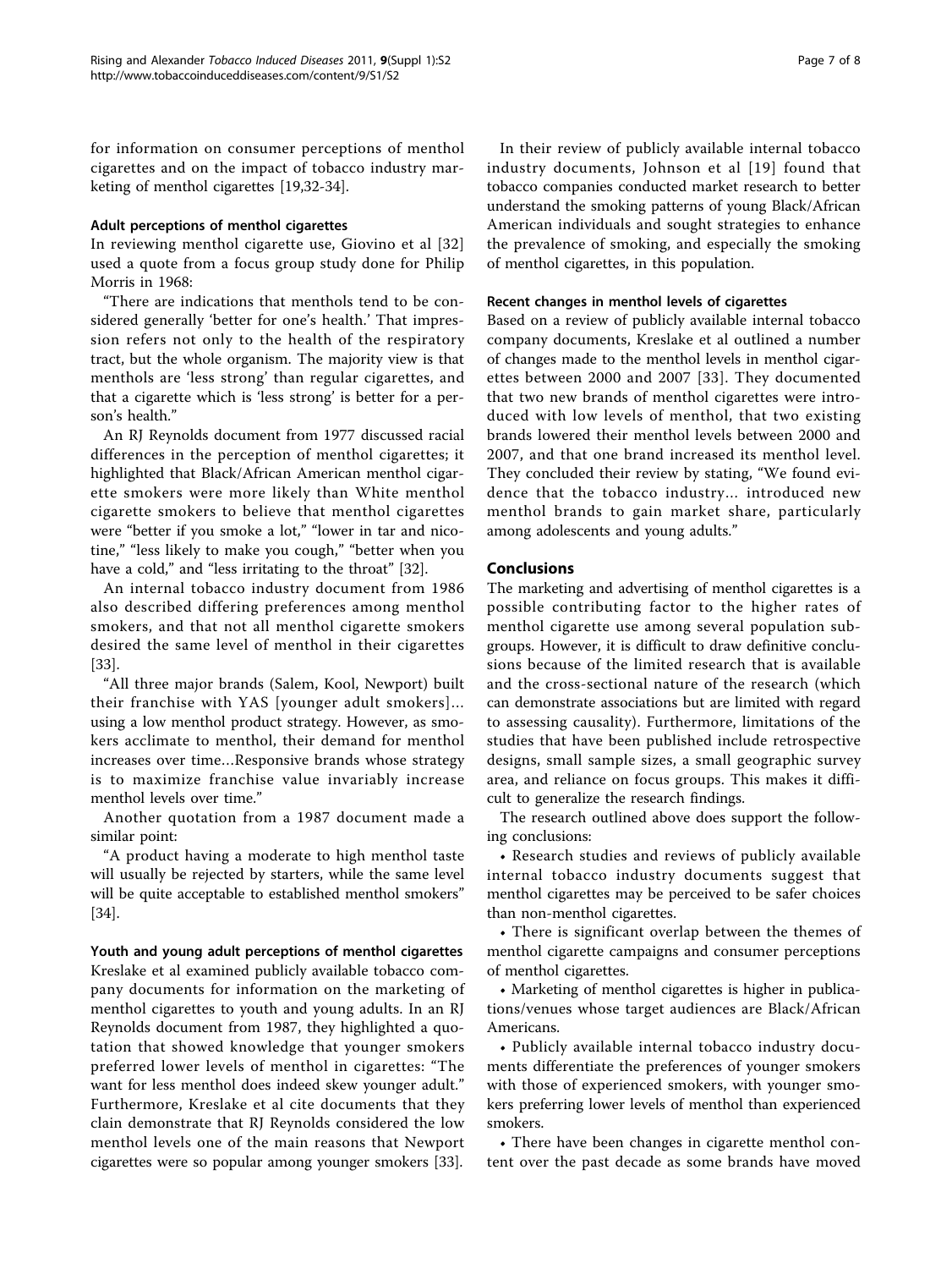for information on consumer perceptions of menthol cigarettes and on the impact of tobacco industry marketing of menthol cigarettes [19,32-34].

#### Adult perceptions of menthol cigarettes

In reviewing menthol cigarette use, Giovino et al [32] used a quote from a focus group study done for Philip Morris in 1968:

"There are indications that menthols tend to be considered generally 'better for one's health.' That impression refers not only to the health of the respiratory tract, but the whole organism. The majority view is that menthols are 'less strong' than regular cigarettes, and that a cigarette which is 'less strong' is better for a person's health."

An RJ Reynolds document from 1977 discussed racial differences in the perception of menthol cigarettes; it highlighted that Black/African American menthol cigarette smokers were more likely than White menthol cigarette smokers to believe that menthol cigarettes were "better if you smoke a lot," "lower in tar and nicotine," "less likely to make you cough," "better when you have a cold," and "less irritating to the throat" [32].

An internal tobacco industry document from 1986 also described differing preferences among menthol smokers, and that not all menthol cigarette smokers desired the same level of menthol in their cigarettes [33].

"All three major brands (Salem, Kool, Newport) built their franchise with YAS [younger adult smokers]... using a low menthol product strategy. However, as smokers acclimate to menthol, their demand for menthol increases over time...Responsive brands whose strategy is to maximize franchise value invariably increase menthol levels over time."

Another quotation from a 1987 document made a similar point:

"A product having a moderate to high menthol taste will usually be rejected by starters, while the same level will be quite acceptable to established menthol smokers" [34].

#### Youth and young adult perceptions of menthol cigarettes

Kreslake et al examined publicly available tobacco company documents for information on the marketing of menthol cigarettes to youth and young adults. In an RJ Reynolds document from 1987, they highlighted a quotation that showed knowledge that younger smokers preferred lower levels of menthol in cigarettes: "The want for less menthol does indeed skew younger adult." Furthermore, Kreslake et al cite documents that they clain demonstrate that RJ Reynolds considered the low menthol levels one of the main reasons that Newport cigarettes were so popular among younger smokers [33].

In their review of publicly available internal tobacco industry documents, Johnson et al [19] found that tobacco companies conducted market research to better understand the smoking patterns of young Black/African American individuals and sought strategies to enhance the prevalence of smoking, and especially the smoking of menthol cigarettes, in this population.

#### Recent changes in menthol levels of cigarettes

Based on a review of publicly available internal tobacco company documents, Kreslake et al outlined a number of changes made to the menthol levels in menthol cigarettes between 2000 and 2007 [33]. They documented that two new brands of menthol cigarettes were introduced with low levels of menthol, that two existing brands lowered their menthol levels between 2000 and 2007, and that one brand increased its menthol level. They concluded their review by stating, "We found evidence that the tobacco industry... introduced new menthol brands to gain market share, particularly among adolescents and young adults."

## Conclusions

The marketing and advertising of menthol cigarettes is a possible contributing factor to the higher rates of menthol cigarette use among several population subgroups. However, it is difficult to draw definitive conclusions because of the limited research that is available and the cross-sectional nature of the research (which can demonstrate associations but are limited with regard to assessing causality). Furthermore, limitations of the studies that have been published include retrospective designs, small sample sizes, a small geographic survey area, and reliance on focus groups. This makes it difficult to generalize the research findings.

The research outlined above does support the following conclusions:

- Research studies and reviews of publicly available internal tobacco industry documents suggest that menthol cigarettes may be perceived to be safer choices than non-menthol cigarettes.
- There is significant overlap between the themes of menthol cigarette campaigns and consumer perceptions of menthol cigarettes.
- Marketing of menthol cigarettes is higher in publications/venues whose target audiences are Black/African Americans.
- Publicly available internal tobacco industry documents differentiate the preferences of younger smokers with those of experienced smokers, with younger smokers preferring lower levels of menthol than experienced smokers.
- There have been changes in cigarette menthol content over the past decade as some brands have moved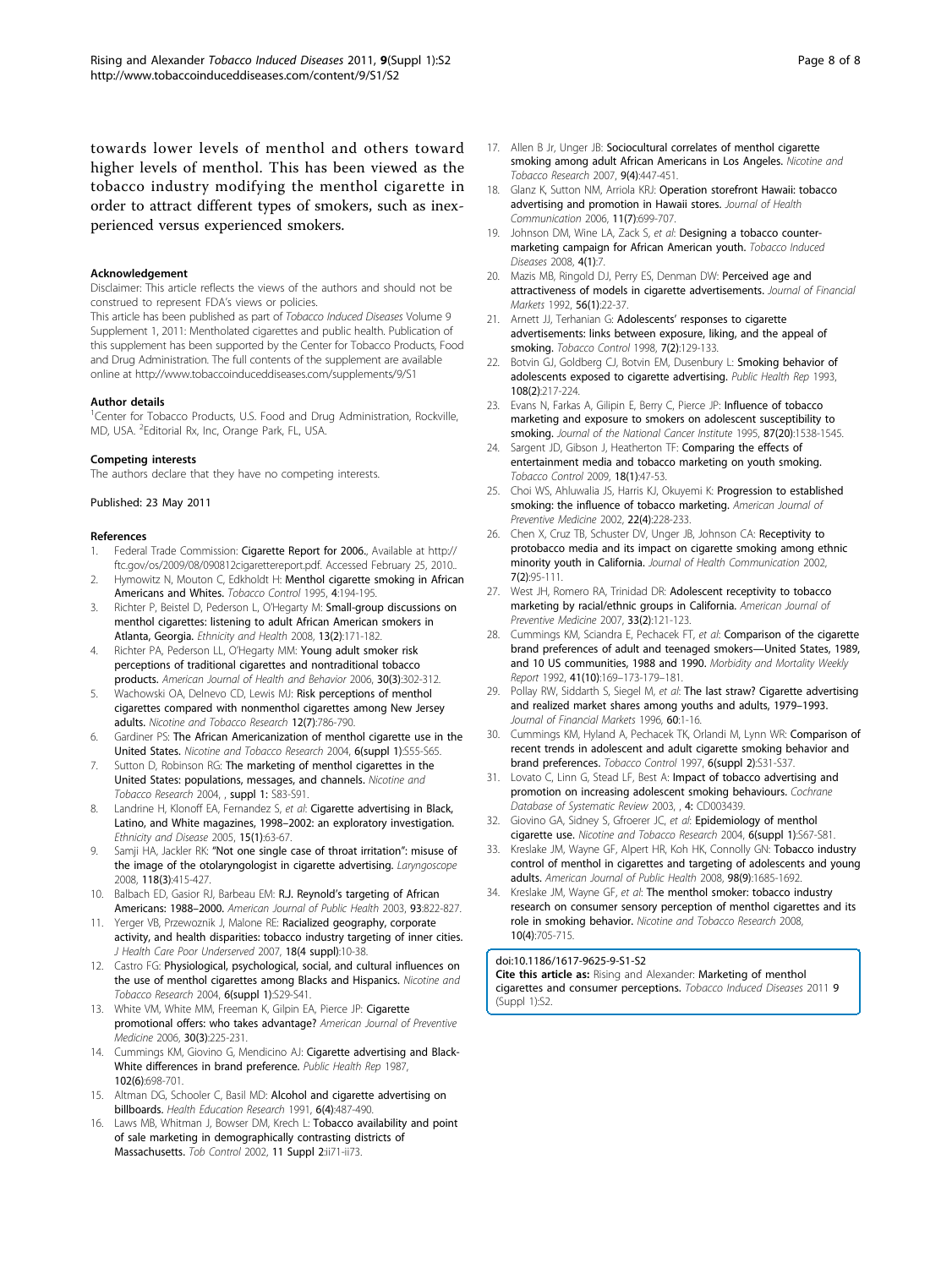towards lower levels of menthol and others toward higher levels of menthol. This has been viewed as the tobacco industry modifying the menthol cigarette in order to attract different types of smokers, such as inexperienced versus experienced smokers.

#### Acknowledgement

Disclaimer: This article reflects the views of the authors and should not be construed to represent FDA's views or policies.

This article has been published as part of *Tobacco Induced Diseases* Volume 9 Supplement 1, 2011: Mentholated cigarettes and public health. Publication of this supplement has been supported by the Center for Tobacco Products, Food and Drug Administration. The full contents of the supplement are available online at http://www.tobaccoinduceddiseases.com/supplements/9/S1

#### Author details

[1]Center for Tobacco Products, U.S. Food and Drug Administration, Rockville, MD, USA. [2]Editorial Rx, Inc, Orange Park, FL, USA.

#### Competing interests

The authors declare that they have no competing interests.

Published: 23 May 2011

#### References

1. Federal Trade Commission: **Cigarette Report for 2006.**, Available at http://ftc.gov/os/2009/08/090812cigarettereport.pdf. Accessed February 25, 2010..
2. Hymowitz N, Mouton C, Edkholdt H: **Menthol cigarette smoking in African Americans and Whites.** *Tobacco Control* 1995, **4**:194-195.
3. Richter P, Beistel D, Pederson L, O'Hegarty M: **Small-group discussions on menthol cigarettes: listening to adult African American smokers in Atlanta, Georgia.** *Ethnicity and Health* 2008, **13(2)**:171-182.
4. Richter PA, Pederson LL, O'Hegarty MM: **Young adult smoker risk perceptions of traditional cigarettes and nontraditional tobacco products.** *American Journal of Health and Behavior* 2006, **30(3)**:302-312.
5. Wachowski OA, Delnevo CD, Lewis MJ: **Risk perceptions of menthol cigarettes compared with nonmenthol cigarettes among New Jersey adults.** *Nicotine and Tobacco Research* **12(7)**:786-790.
6. Gardiner PS: **The African Americanization of menthol cigarette use in the United States.** *Nicotine and Tobacco Research* 2004, **6(suppl 1)**:S55-S65.
7. Sutton D, Robinson RG: **The marketing of menthol cigarettes in the United States: populations, messages, and channels.** *Nicotine and Tobacco Research* 2004, , **suppl 1**: S83-S91.
8. Landrine H, Klonoff EA, Fernandez S, *et al*: **Cigarette advertising in Black, Latino, and White magazines, 1998–2002: an exploratory investigation.** *Ethnicity and Disease* 2005, **15(1)**:63-67.
9. Samji HA, Jackler RK: **"Not one single case of throat irritation": misuse of the image of the otolaryngologist in cigarette advertising.** *Laryngoscope* 2008, **118(3)**:415-427.
10. Balbach ED, Gasior RJ, Barbeau EM: **R.J. Reynold's targeting of African Americans: 1988–2000.** *American Journal of Public Health* 2003, **93**:822-827.
11. Yerger VB, Przewoznik J, Malone RE: **Racialized geography, corporate activity, and health disparities: tobacco industry targeting of inner cities.** *J Health Care Poor Underserved* 2007, **18(4 suppl)**:10-38.
12. Castro FG: **Physiological, psychological, social, and cultural influences on the use of menthol cigarettes among Blacks and Hispanics.** *Nicotine and Tobacco Research* 2004, **6(suppl 1)**:S29-S41.
13. White VM, White MM, Freeman K, Gilpin EA, Pierce JP: **Cigarette promotional offers: who takes advantage?** *American Journal of Preventive Medicine* 2006, **30(3)**:225-231.
14. Cummings KM, Giovino G, Mendicino AJ: **Cigarette advertising and Black-White differences in brand preference.** *Public Health Rep* 1987, **102(6)**:698-701.
15. Altman DG, Schooler C, Basil MD: **Alcohol and cigarette advertising on billboards.** *Health Education Research* 1991, **6(4)**:487-490.
16. Laws MB, Whitman J, Bowser DM, Krech L: **Tobacco availability and point of sale marketing in demographically contrasting districts of Massachusetts.** *Tob Control* 2002, **11 Suppl 2**:ii71-ii73.
17. Allen B Jr, Unger JB: **Sociocultural correlates of menthol cigarette smoking among adult African Americans in Los Angeles.** *Nicotine and Tobacco Research* 2007, **9(4)**:447-451.
18. Glanz K, Sutton NM, Arriola KRJ: **Operation storefront Hawaii: tobacco advertising and promotion in Hawaii stores.** *Journal of Health Communication* 2006, **11(7)**:699-707.
19. Johnson DM, Wine LA, Zack S, *et al*: **Designing a tobacco counter-marketing campaign for African American youth.** *Tobacco Induced Diseases* 2008, **4(1)**:7.
20. Mazis MB, Ringold DJ, Perry ES, Denman DW: **Perceived age and attractiveness of models in cigarette advertisements.** *Journal of Financial Markets* 1992, **56(1)**:22-37.
21. Arnett JJ, Terhanian G: **Adolescents' responses to cigarette advertisements: links between exposure, liking, and the appeal of smoking.** *Tobacco Control* 1998, **7(2)**:129-133.
22. Botvin GJ, Goldberg CJ, Botvin EM, Dusenbury L: **Smoking behavior of adolescents exposed to cigarette advertising.** *Public Health Rep* 1993, **108(2)**:217-224.
23. Evans N, Farkas A, Gilipin E, Berry C, Pierce JP: **Influence of tobacco marketing and exposure to smokers on adolescent susceptibility to smoking.** *Journal of the National Cancer Institute* 1995, **87(20)**:1538-1545.
24. Sargent JD, Gibson J, Heatherton TF: **Comparing the effects of entertainment media and tobacco marketing on youth smoking.** *Tobacco Control* 2009, **18(1)**:47-53.
25. Choi WS, Ahluwalia JS, Harris KJ, Okuyemi K: **Progression to established smoking: the influence of tobacco marketing.** *American Journal of Preventive Medicine* 2002, **22(4)**:228-233.
26. Chen X, Cruz TB, Schuster DV, Unger JB, Johnson CA: **Receptivity to protobacco media and its impact on cigarette smoking among ethnic minority youth in California.** *Journal of Health Communication* 2002, **7(2)**:95-111.
27. West JH, Romero RA, Trinidad DR: **Adolescent receptivity to tobacco marketing by racial/ethnic groups in California.** *American Journal of Preventive Medicine* 2007, **33(2)**:121-123.
28. Cummings KM, Sciandra E, Pechacek FT, *et al*: **Comparison of the cigarette brand preferences of adult and teenaged smokers—United States, 1989, and 10 US communities, 1988 and 1990.** *Morbidity and Mortality Weekly Report* 1992, **41(10)**:169–173-179–181.
29. Pollay RW, Siddarth S, Siegel M, *et al*: **The last straw? Cigarette advertising and realized market shares among youths and adults, 1979–1993.** *Journal of Financial Markets* 1996, **60**:1-16.
30. Cummings KM, Hyland A, Pechacek TK, Orlandi M, Lynn WR: **Comparison of recent trends in adolescent and adult cigarette smoking behavior and brand preferences.** *Tobacco Control* 1997, **6(suppl 2)**:S31-S37.
31. Lovato C, Linn G, Stead LF, Best A: **Impact of tobacco advertising and promotion on increasing adolescent smoking behaviours.** *Cochrane Database of Systematic Review* 2003, , **4**: CD003439.
32. Giovino GA, Sidney S, Gfroerer JC, *et al*: **Epidemiology of menthol cigarette use.** *Nicotine and Tobacco Research* 2004, **6(suppl 1)**:S67-S81.
33. Kreslake JM, Wayne GF, Alpert HR, Koh HK, Connolly GN: **Tobacco industry control of menthol in cigarettes and targeting of adolescents and young adults.** *American Journal of Public Health* 2008, **98(9)**:1685-1692.
34. Kreslake JM, Wayne GF, *et al*: **The menthol smoker: tobacco industry research on consumer sensory perception of menthol cigarettes and its role in smoking behavior.** *Nicotine and Tobacco Research* 2008, **10(4)**:705-715.

doi:10.1186/1617-9625-9-S1-S2

**Cite this article as:** Rising and Alexander: **Marketing of menthol cigarettes and consumer perceptions.** *Tobacco Induced Diseases* 2011 **9** (Suppl 1):S2.